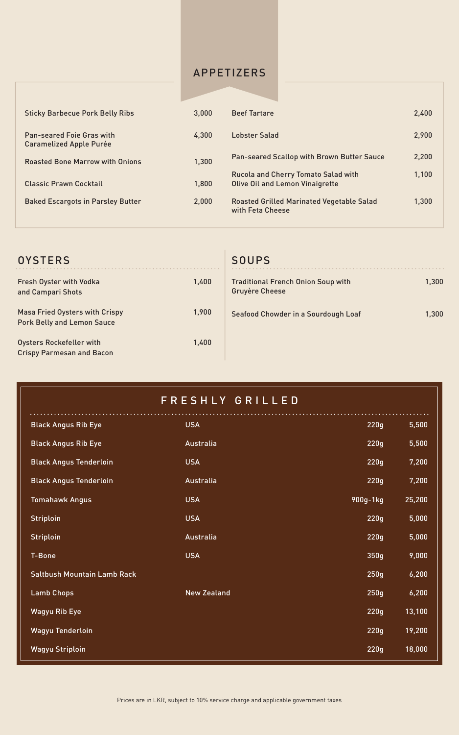## APPETIZERS

| Item | Price |
|---|---|
| Sticky Barbecue Pork Belly Ribs | 3,000 |
| Pan-seared Foie Gras with Caramelized Apple Purée | 4,300 |
| Roasted Bone Marrow with Onions | 1,300 |
| Classic Prawn Cocktail | 1,800 |
| Baked Escargots in Parsley Butter | 2,000 |
| Beef Tartare | 2,400 |
| Lobster Salad | 2,900 |
| Pan-seared Scallop with Brown Butter Sauce | 2,200 |
| Rucola and Cherry Tomato Salad with Olive Oil and Lemon Vinaigrette | 1,100 |
| Roasted Grilled Marinated Vegetable Salad with Feta Cheese | 1,300 |

## OYSTERS

| Item | Price |
|---|---|
| Fresh Oyster with Vodka and Campari Shots | 1,400 |
| Masa Fried Oysters with Crispy Pork Belly and Lemon Sauce | 1,900 |
| Oysters Rockefeller with Crispy Parmesan and Bacon | 1,400 |

## SOUPS

| Item | Price |
|---|---|
| Traditional French Onion Soup with Gruyère Cheese | 1,300 |
| Seafood Chowder in a Sourdough Loaf | 1,300 |

## FRESHLY GRILLED

| Item | Origin | Weight | Price |
|---|---|---|---|
| Black Angus Rib Eye | USA | 220g | 5,500 |
| Black Angus Rib Eye | Australia | 220g | 5,500 |
| Black Angus Tenderloin | USA | 220g | 7,200 |
| Black Angus Tenderloin | Australia | 220g | 7,200 |
| Tomahawk Angus | USA | 900g-1kg | 25,200 |
| Striploin | USA | 220g | 5,000 |
| Striploin | Australia | 220g | 5,000 |
| T-Bone | USA | 350g | 9,000 |
| Saltbush Mountain Lamb Rack | | 250g | 6,200 |
| Lamb Chops | New Zealand | 250g | 6,200 |
| Wagyu Rib Eye | | 220g | 13,100 |
| Wagyu Tenderloin | | 220g | 19,200 |
| Wagyu Striploin | | 220g | 18,000 |

Prices are in LKR, subject to 10% service charge and applicable government taxes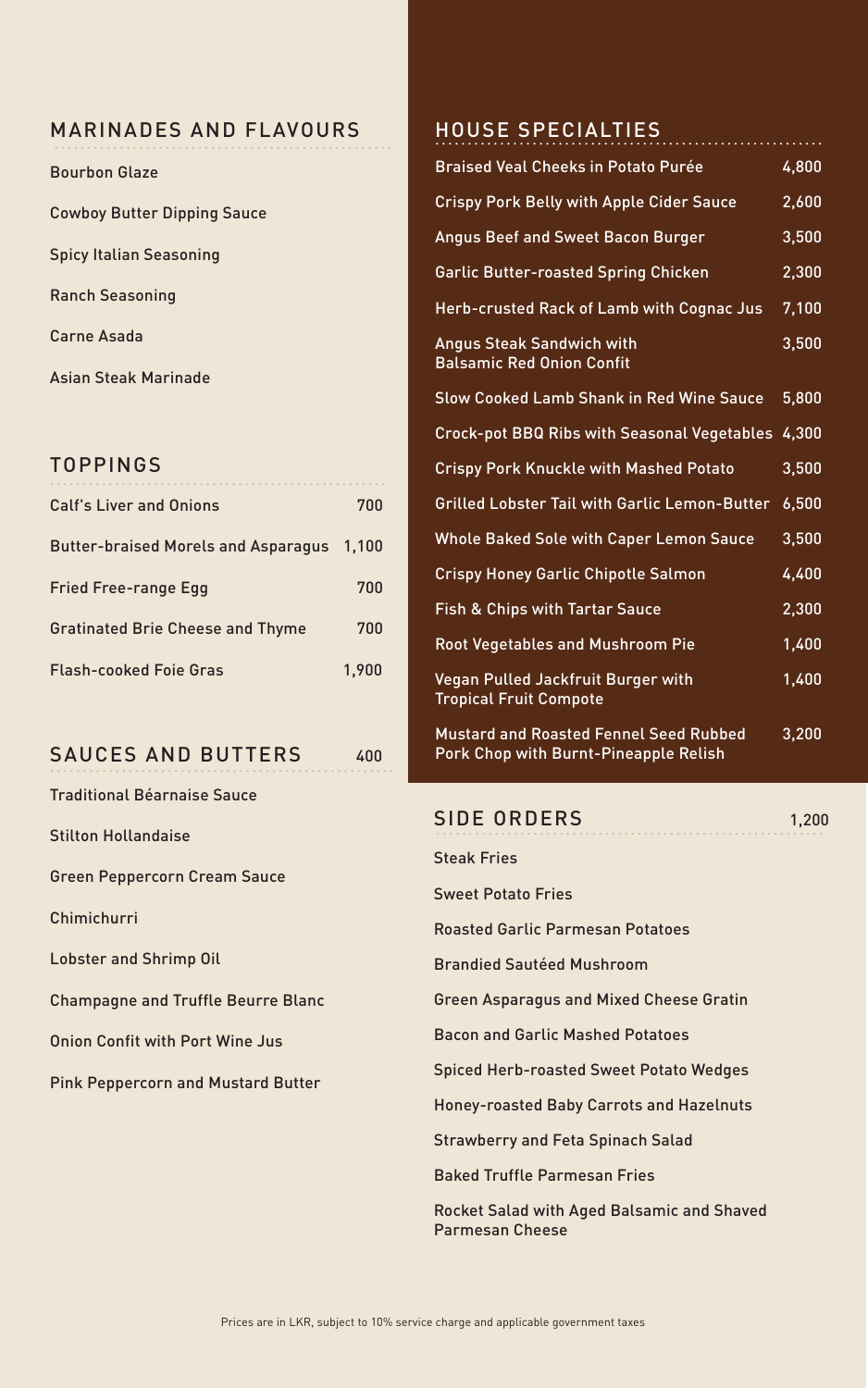## MARINADES AND FLAVOURS

Bourbon Glaze

Cowboy Butter Dipping Sauce

Spicy Italian Seasoning

Ranch Seasoning

Carne Asada

Asian Steak Marinade

## TOPPINGS

| | |
|---|---|
| Calf's Liver and Onions | 700 |
| Butter-braised Morels and Asparagus | 1,100 |
| Fried Free-range Egg | 700 |
| Gratinated Brie Cheese and Thyme | 700 |
| Flash-cooked Foie Gras | 1,900 |

## SAUCES AND BUTTERS 400

Traditional Béarnaise Sauce

Stilton Hollandaise

Green Peppercorn Cream Sauce

Chimichurri

Lobster and Shrimp Oil

Champagne and Truffle Beurre Blanc

Onion Confit with Port Wine Jus

Pink Peppercorn and Mustard Butter

## HOUSE SPECIALTIES

| | |
|---|---|
| Braised Veal Cheeks in Potato Purée | 4,800 |
| Crispy Pork Belly with Apple Cider Sauce | 2,600 |
| Angus Beef and Sweet Bacon Burger | 3,500 |
| Garlic Butter-roasted Spring Chicken | 2,300 |
| Herb-crusted Rack of Lamb with Cognac Jus | 7,100 |
| Angus Steak Sandwich with Balsamic Red Onion Confit | 3,500 |
| Slow Cooked Lamb Shank in Red Wine Sauce | 5,800 |
| Crock-pot BBQ Ribs with Seasonal Vegetables | 4,300 |
| Crispy Pork Knuckle with Mashed Potato | 3,500 |
| Grilled Lobster Tail with Garlic Lemon-Butter | 6,500 |
| Whole Baked Sole with Caper Lemon Sauce | 3,500 |
| Crispy Honey Garlic Chipotle Salmon | 4,400 |
| Fish & Chips with Tartar Sauce | 2,300 |
| Root Vegetables and Mushroom Pie | 1,400 |
| Vegan Pulled Jackfruit Burger with Tropical Fruit Compote | 1,400 |
| Mustard and Roasted Fennel Seed Rubbed Pork Chop with Burnt-Pineapple Relish | 3,200 |

## SIDE ORDERS 1,200

Steak Fries

Sweet Potato Fries

Roasted Garlic Parmesan Potatoes

Brandied Sautéed Mushroom

Green Asparagus and Mixed Cheese Gratin

Bacon and Garlic Mashed Potatoes

Spiced Herb-roasted Sweet Potato Wedges

Honey-roasted Baby Carrots and Hazelnuts

Strawberry and Feta Spinach Salad

Baked Truffle Parmesan Fries

Rocket Salad with Aged Balsamic and Shaved Parmesan Cheese

Prices are in LKR, subject to 10% service charge and applicable government taxes